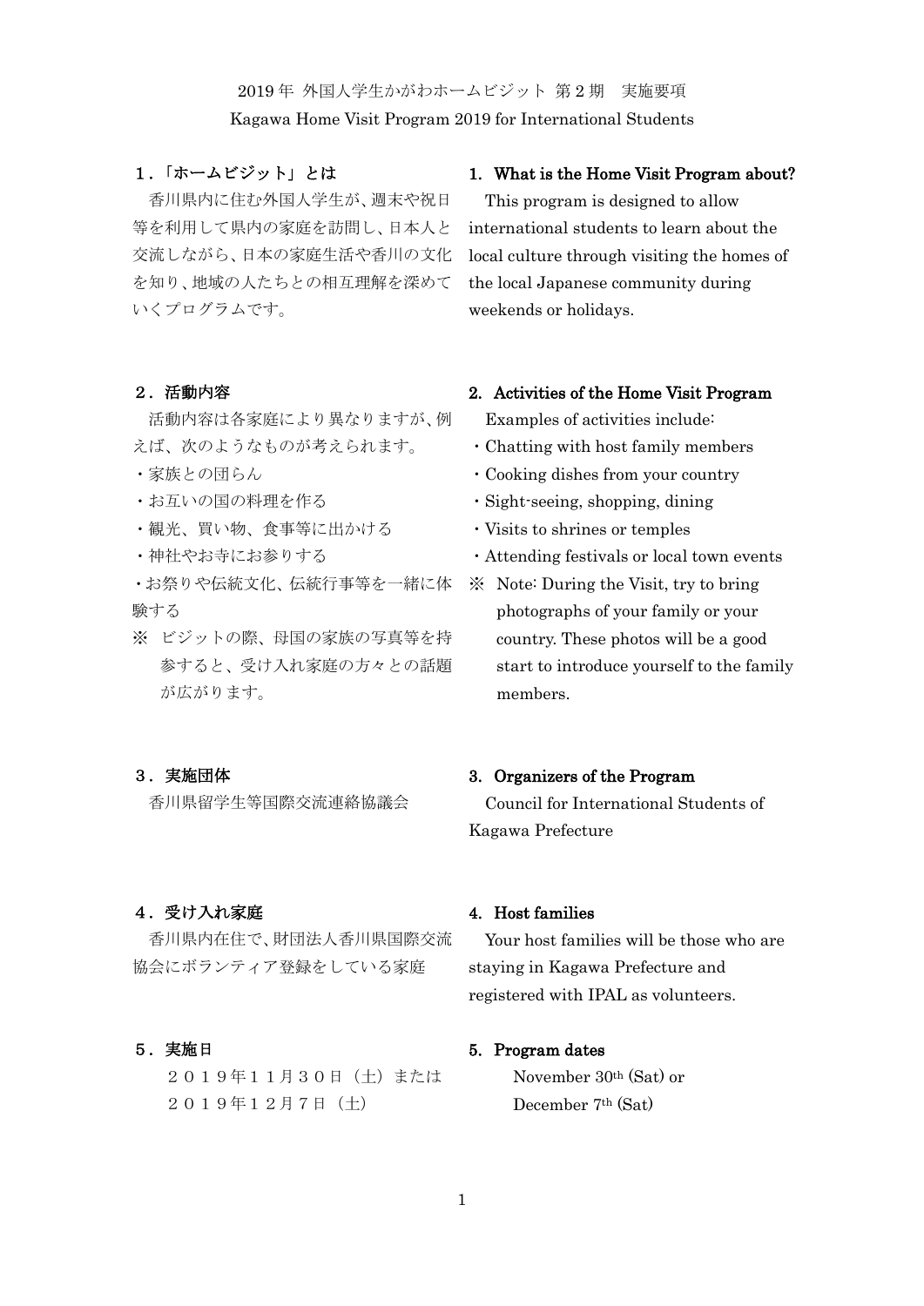# 2019年 外国人学生かがわホームビジット 第2期　実施要項

# Kagawa Home Visit Program 2019 for International Students

## １.「ホームビジット」とは

香川県内に住む外国人学生が、週末や祝日等を利用して県内の家庭を訪問し、日本人と交流しながら、日本の家庭生活や香川の文化を知り、地域の人たちとの相互理解を深めていくプログラムです。

## 1. What is the Home Visit Program about?

This program is designed to allow international students to learn about the local culture through visiting the homes of the local Japanese community during weekends or holidays.

## ２. 活動内容

活動内容は各家庭により異なりますが、例えば、次のようなものが考えられます。

・家族との団らん
・お互いの国の料理を作る
・観光、買い物、食事等に出かける
・神社やお寺にお参りする
・お祭りや伝統文化、伝統行事等を一緒に体験する

※ ビジットの際、母国の家族の写真等を持参すると、受け入れ家庭の方々との話題が広がります。

## 2. Activities of the Home Visit Program

Examples of activities include:

・Chatting with host family members
・Cooking dishes from your country
・Sight-seeing, shopping, dining
・Visits to shrines or temples
・Attending festivals or local town events

※ Note: During the Visit, try to bring photographs of your family or your country. These photos will be a good start to introduce yourself to the family members.

## ３. 実施団体

香川県留学生等国際交流連絡協議会

## 3. Organizers of the Program

Council for International Students of Kagawa Prefecture

## ４. 受け入れ家庭

香川県内在住で、財団法人香川県国際交流協会にボランティア登録をしている家庭

## 4. Host families

Your host families will be those who are staying in Kagawa Prefecture and registered with IPAL as volunteers.

## ５. 実施日

２０１９年１１月３０日（土）または
２０１９年１２月７日（土）

## 5. Program dates

November 30th (Sat) or
December 7th (Sat)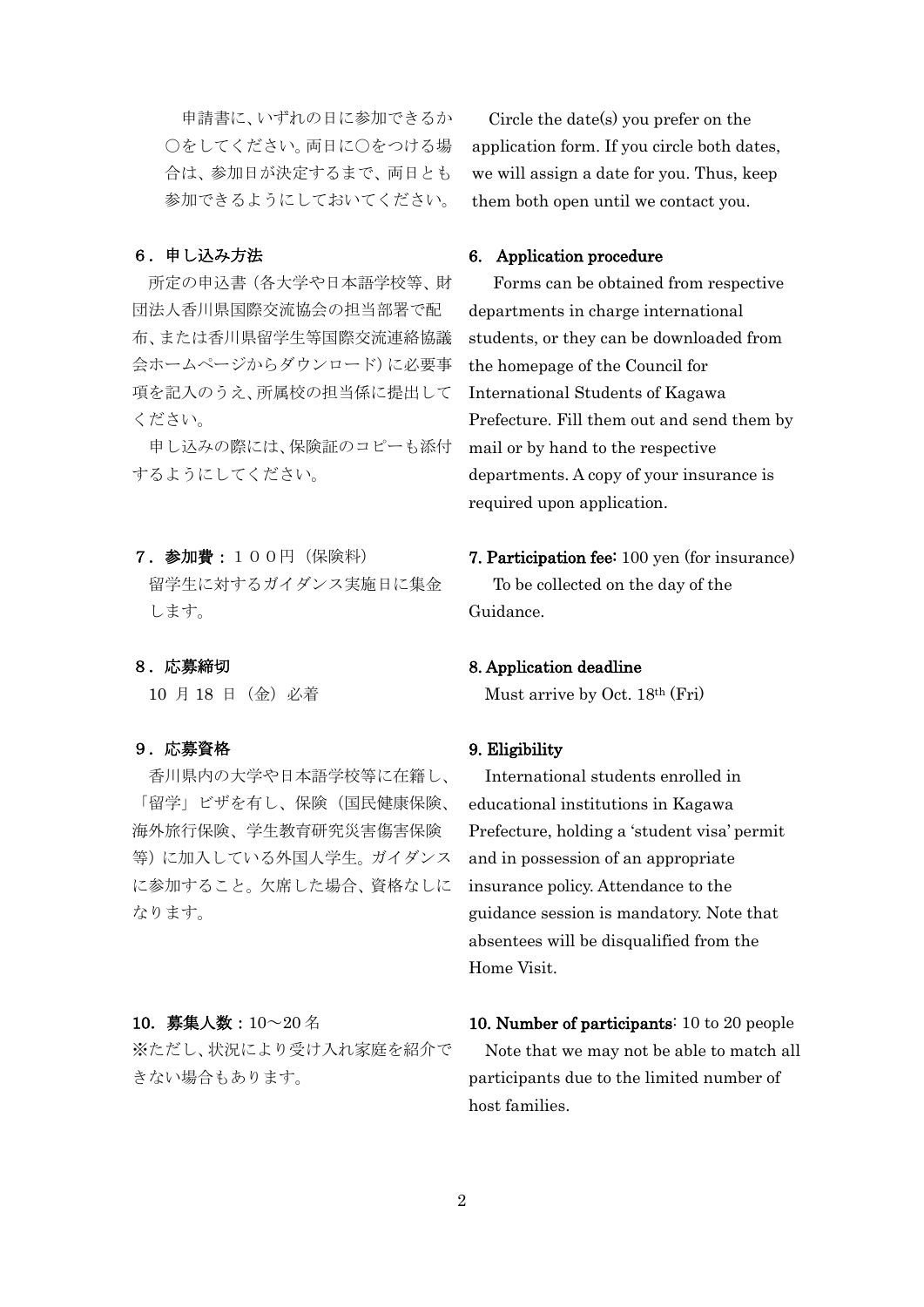申請書に、いずれの日に参加できるか○をしてください。両日に○をつける場合は、参加日が決定するまで、両日とも参加できるようにしておいてください。

Circle the date(s) you prefer on the application form. If you circle both dates, we will assign a date for you. Thus, keep them both open until we contact you.

### ６．申し込み方法

所定の申込書（各大学や日本語学校等、財団法人香川県国際交流協会の担当部署で配布、または香川県留学生等国際交流連絡協議会ホームページからダウンロード）に必要事項を記入のうえ、所属校の担当係に提出してください。

申し込みの際には、保険証のコピーも添付するようにしてください。

### 6. Application procedure

Forms can be obtained from respective departments in charge international students, or they can be downloaded from the homepage of the Council for International Students of Kagawa Prefecture. Fill them out and send them by mail or by hand to the respective departments. A copy of your insurance is required upon application.

### ７．参加費：１００円（保険料）

留学生に対するガイダンス実施日に集金します。

### 7. Participation fee: 100 yen (for insurance)

To be collected on the day of the Guidance.

### ８．応募締切

10 月 18 日（金）必着

### 8. Application deadline

Must arrive by Oct. 18th (Fri)

### ９．応募資格

香川県内の大学や日本語学校等に在籍し、「留学」ビザを有し、保険（国民健康保険、海外旅行保険、学生教育研究災害傷害保険等）に加入している外国人学生。ガイダンスに参加すること。欠席した場合、資格なしになります。

### 9. Eligibility

International students enrolled in educational institutions in Kagawa Prefecture, holding a 'student visa' permit and in possession of an appropriate insurance policy. Attendance to the guidance session is mandatory. Note that absentees will be disqualified from the Home Visit.

### 10. 募集人数：10～20 名

※ただし、状況により受け入れ家庭を紹介できない場合もあります。

### 10. Number of participants: 10 to 20 people

Note that we may not be able to match all participants due to the limited number of host families.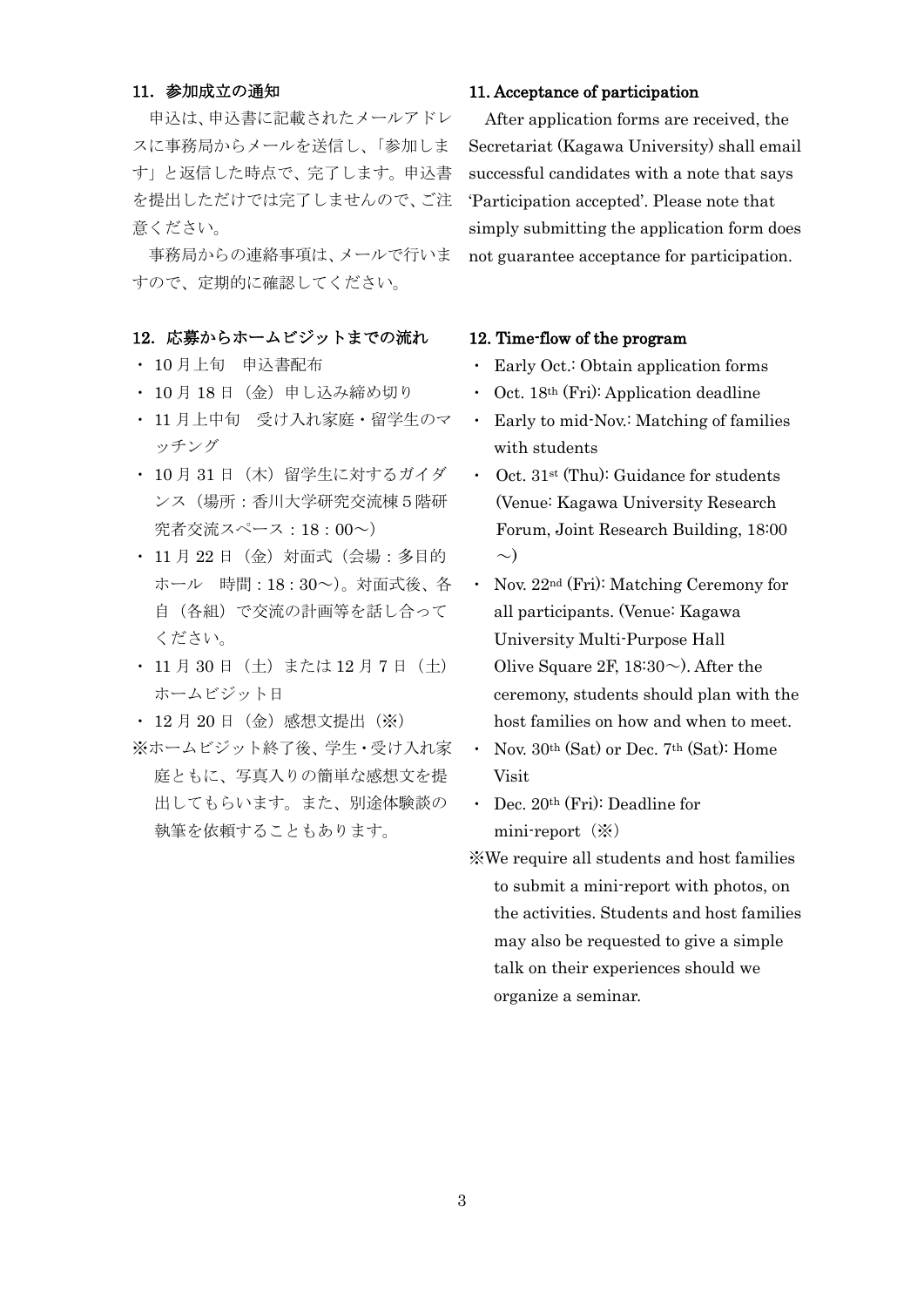## 11. 参加成立の通知

申込は、申込書に記載されたメールアドレスに事務局からメールを送信し、「参加します」と返信した時点で、完了します。申込書を提出しただけでは完了しませんので、ご注意ください。

事務局からの連絡事項は、メールで行いますので、定期的に確認してください。

## 12. 応募からホームビジットまでの流れ

- 10 月上旬　申込書配布
- 10 月 18 日（金）申し込み締め切り
- 11 月上中旬　受け入れ家庭・留学生のマッチング
- 10 月 31 日（木）留学生に対するガイダンス（場所：香川大学研究交流棟 5 階研究者交流スペース：18：00～）
- 11 月 22 日（金）対面式（会場：多目的ホール　時間：18：30～）。対面式後、各自（各組）で交流の計画等を話し合ってください。
- 11 月 30 日（土）または 12 月 7 日（土）ホームビジット日
- 12 月 20 日（金）感想文提出（※）

※ホームビジット終了後、学生・受け入れ家庭ともに、写真入りの簡単な感想文を提出してもらいます。また、別途体験談の執筆を依頼することもあります。

## 11. Acceptance of participation

After application forms are received, the Secretariat (Kagawa University) shall email successful candidates with a note that says 'Participation accepted'. Please note that simply submitting the application form does not guarantee acceptance for participation.

## 12. Time-flow of the program

- Early Oct.: Obtain application forms
- Oct. 18th (Fri): Application deadline
- Early to mid-Nov.: Matching of families with students
- Oct. 31st (Thu): Guidance for students (Venue: Kagawa University Research Forum, Joint Research Building, 18:00～)
- Nov. 22nd (Fri): Matching Ceremony for all participants. (Venue: Kagawa University Multi-Purpose Hall Olive Square 2F, 18:30～). After the ceremony, students should plan with the host families on how and when to meet.
- Nov. 30th (Sat) or Dec. 7th (Sat): Home Visit
- Dec. 20th (Fri): Deadline for mini-report（※）

※We require all students and host families to submit a mini-report with photos, on the activities. Students and host families may also be requested to give a simple talk on their experiences should we organize a seminar.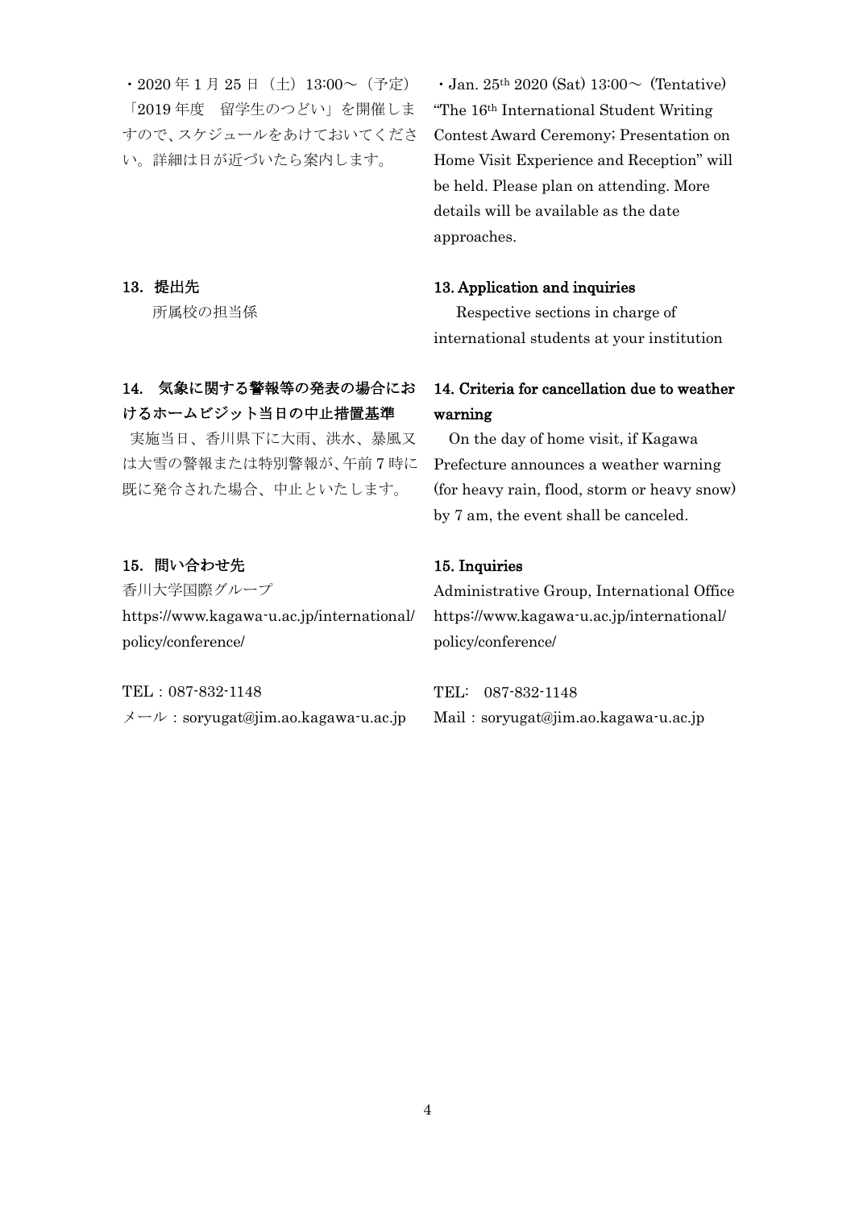・2020 年 1 月 25 日（土）13:00～（予定）「2019 年度　留学生のつどい」を開催しますので、スケジュールをあけておいてください。詳細は日が近づいたら案内します。

・Jan. 25th 2020 (Sat) 13:00～ (Tentative) "The 16th International Student Writing Contest Award Ceremony; Presentation on Home Visit Experience and Reception" will be held. Please plan on attending. More details will be available as the date approaches.

### 13. 提出先

所属校の担当係

### 13. Application and inquiries

Respective sections in charge of international students at your institution

### 14. 気象に関する警報等の発表の場合におけるホームビジット当日の中止措置基準

実施当日、香川県下に大雨、洪水、暴風又は大雪の警報または特別警報が、午前 7 時に既に発令された場合、中止といたします。

### 14. Criteria for cancellation due to weather warning

On the day of home visit, if Kagawa Prefecture announces a weather warning (for heavy rain, flood, storm or heavy snow) by 7 am, the event shall be canceled.

### 15. 問い合わせ先

香川大学国際グループ
https://www.kagawa-u.ac.jp/international/policy/conference/

TEL：087-832-1148
メール：soryugat@jim.ao.kagawa-u.ac.jp

### 15. Inquiries

Administrative Group, International Office
https://www.kagawa-u.ac.jp/international/policy/conference/

TEL:　087-832-1148
Mail：soryugat@jim.ao.kagawa-u.ac.jp